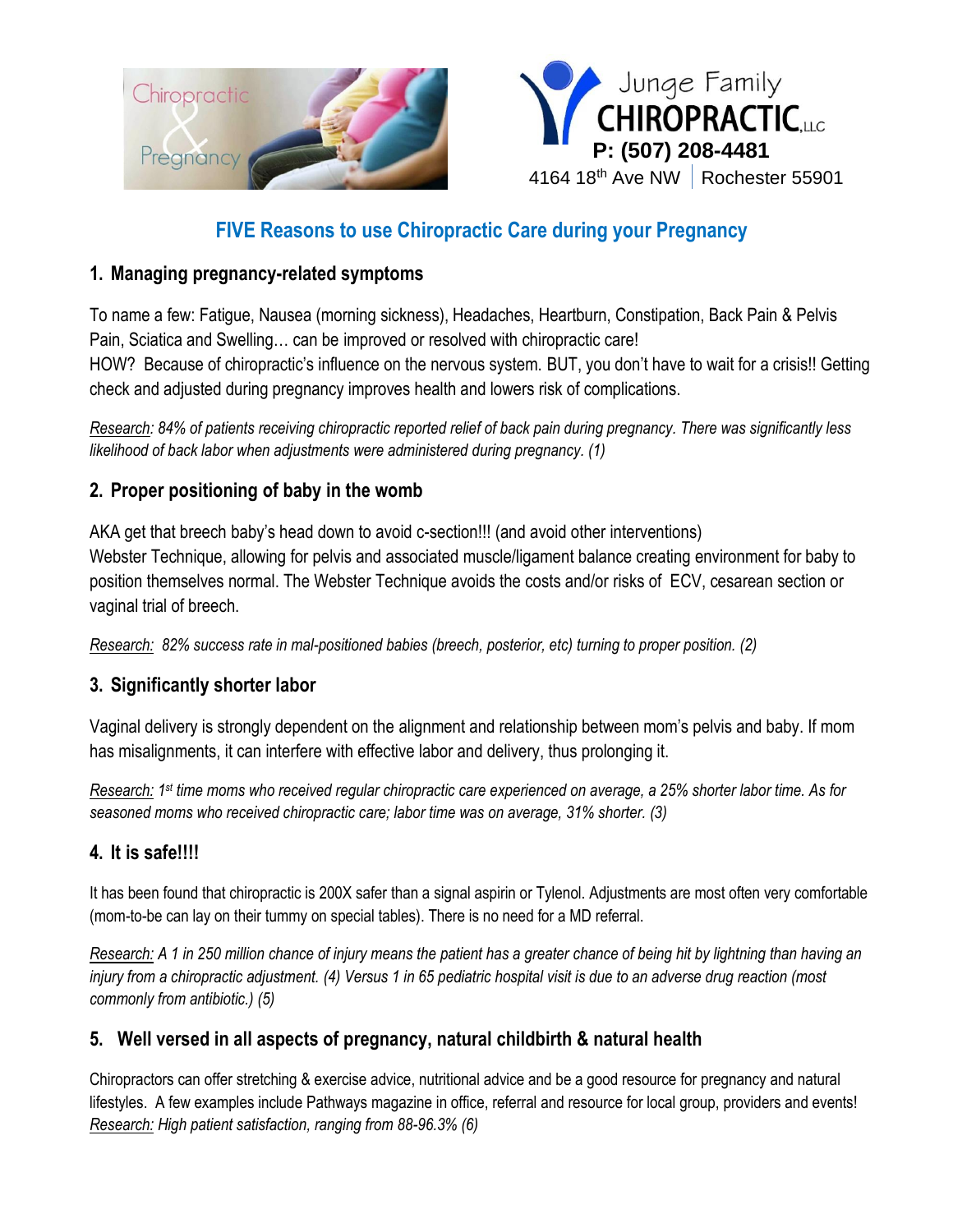Chiropractic & Pregnancy

Junge Family CHIROPRACTIC, LLC
**P: (507) 208-4481**
4164 18th Ave NW | Rochester 55901

## FIVE Reasons to use Chiropractic Care during your Pregnancy

### 1. Managing pregnancy-related symptoms

To name a few: Fatigue, Nausea (morning sickness), Headaches, Heartburn, Constipation, Back Pain & Pelvis Pain, Sciatica and Swelling… can be improved or resolved with chiropractic care!
HOW? Because of chiropractic's influence on the nervous system. BUT, you don't have to wait for a crisis!! Getting check and adjusted during pregnancy improves health and lowers risk of complications.

*Research: 84% of patients receiving chiropractic reported relief of back pain during pregnancy. There was significantly less likelihood of back labor when adjustments were administered during pregnancy. (1)*

### 2. Proper positioning of baby in the womb

AKA get that breech baby's head down to avoid c-section!!! (and avoid other interventions)
Webster Technique, allowing for pelvis and associated muscle/ligament balance creating environment for baby to position themselves normal. The Webster Technique avoids the costs and/or risks of ECV, cesarean section or vaginal trial of breech.

*Research: 82% success rate in mal-positioned babies (breech, posterior, etc) turning to proper position. (2)*

### 3. Significantly shorter labor

Vaginal delivery is strongly dependent on the alignment and relationship between mom's pelvis and baby. If mom has misalignments, it can interfere with effective labor and delivery, thus prolonging it.

*Research: 1st time moms who received regular chiropractic care experienced on average, a 25% shorter labor time. As for seasoned moms who received chiropractic care; labor time was on average, 31% shorter. (3)*

### 4. It is safe!!!!

It has been found that chiropractic is 200X safer than a signal aspirin or Tylenol. Adjustments are most often very comfortable (mom-to-be can lay on their tummy on special tables). There is no need for a MD referral.

*Research: A 1 in 250 million chance of injury means the patient has a greater chance of being hit by lightning than having an injury from a chiropractic adjustment. (4) Versus 1 in 65 pediatric hospital visit is due to an adverse drug reaction (most commonly from antibiotic.) (5)*

### 5. Well versed in all aspects of pregnancy, natural childbirth & natural health

Chiropractors can offer stretching & exercise advice, nutritional advice and be a good resource for pregnancy and natural lifestyles. A few examples include Pathways magazine in office, referral and resource for local group, providers and events!
*Research: High patient satisfaction, ranging from 88-96.3% (6)*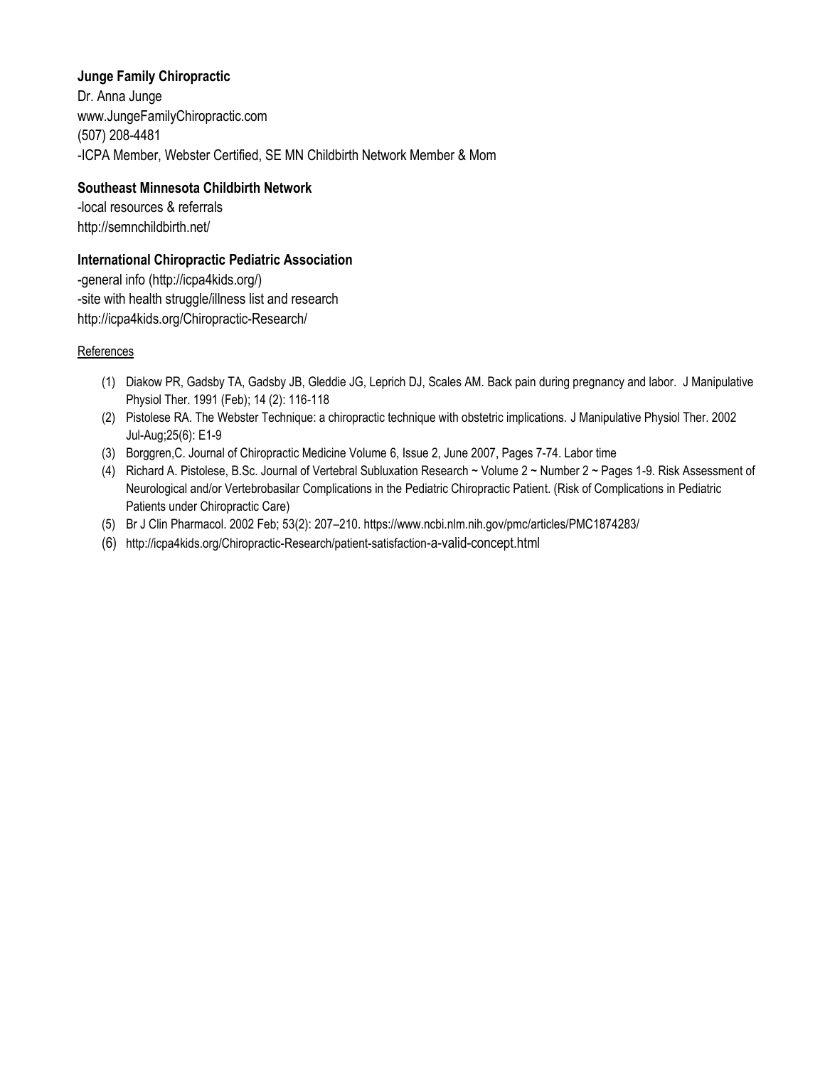**Junge Family Chiropractic**
Dr. Anna Junge
www.JungeFamilyChiropractic.com
(507) 208-4481
-ICPA Member, Webster Certified, SE MN Childbirth Network Member & Mom

**Southeast Minnesota Childbirth Network**
-local resources & referrals
http://semnchildbirth.net/

**International Chiropractic Pediatric Association**
-general info (http://icpa4kids.org/)
-site with health struggle/illness list and research
http://icpa4kids.org/Chiropractic-Research/

References

(1) Diakow PR, Gadsby TA, Gadsby JB, Gleddie JG, Leprich DJ, Scales AM. Back pain during pregnancy and labor. J Manipulative Physiol Ther. 1991 (Feb); 14 (2): 116-118
(2) Pistolese RA. The Webster Technique: a chiropractic technique with obstetric implications. J Manipulative Physiol Ther. 2002 Jul-Aug;25(6): E1-9
(3) Borggren,C. Journal of Chiropractic Medicine Volume 6, Issue 2, June 2007, Pages 7-74. Labor time
(4) Richard A. Pistolese, B.Sc. Journal of Vertebral Subluxation Research ~ Volume 2 ~ Number 2 ~ Pages 1-9. Risk Assessment of Neurological and/or Vertebrobasilar Complications in the Pediatric Chiropractic Patient. (Risk of Complications in Pediatric Patients under Chiropractic Care)
(5) Br J Clin Pharmacol. 2002 Feb; 53(2): 207–210. https://www.ncbi.nlm.nih.gov/pmc/articles/PMC1874283/
(6) http://icpa4kids.org/Chiropractic-Research/patient-satisfaction-a-valid-concept.html